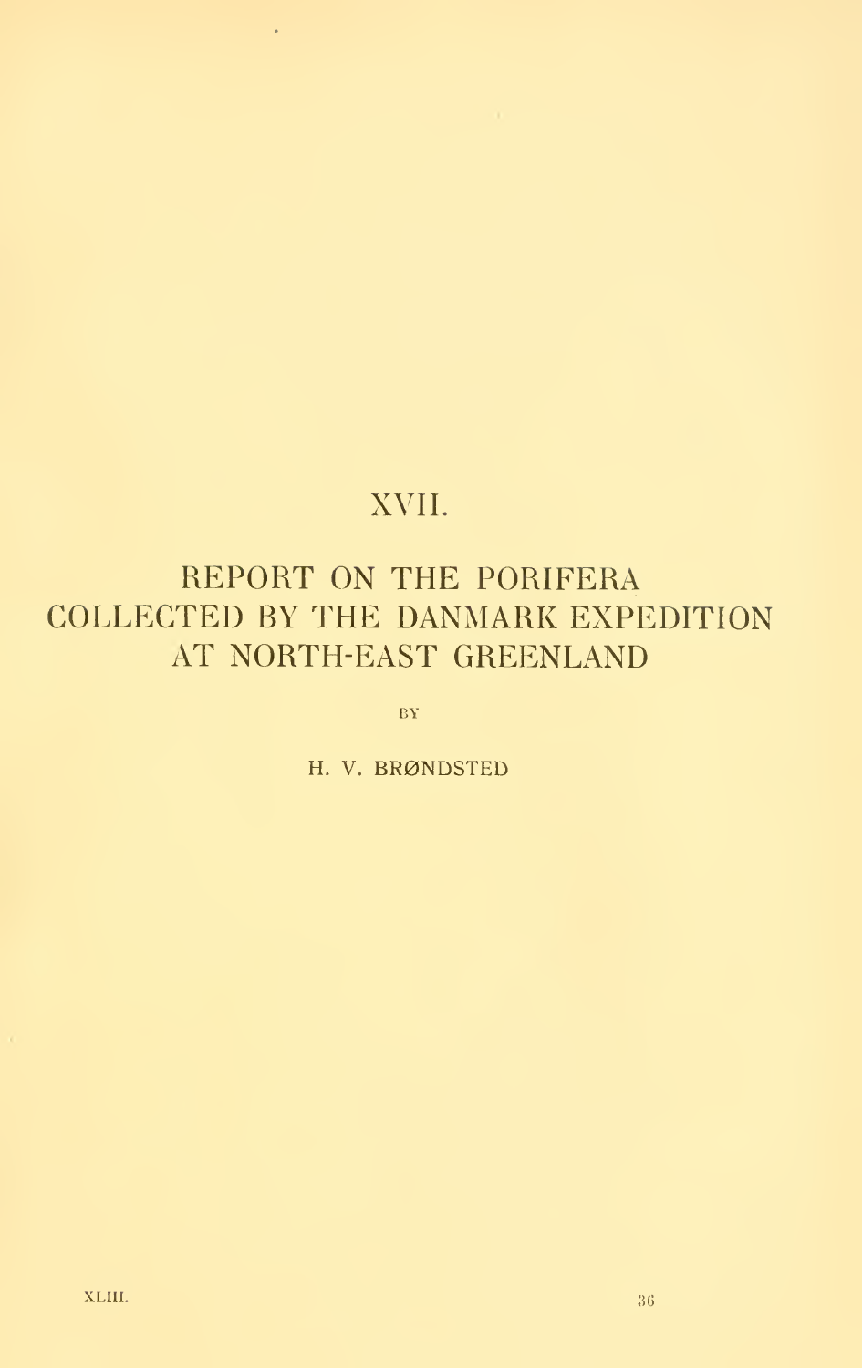# XVII.

# REPORT ON THE PORIFERA COLLECTED BY THE DANMARK EXPEDITION AT NORTH-EAST GREENLAND

BY

H. V. BRØNDSTED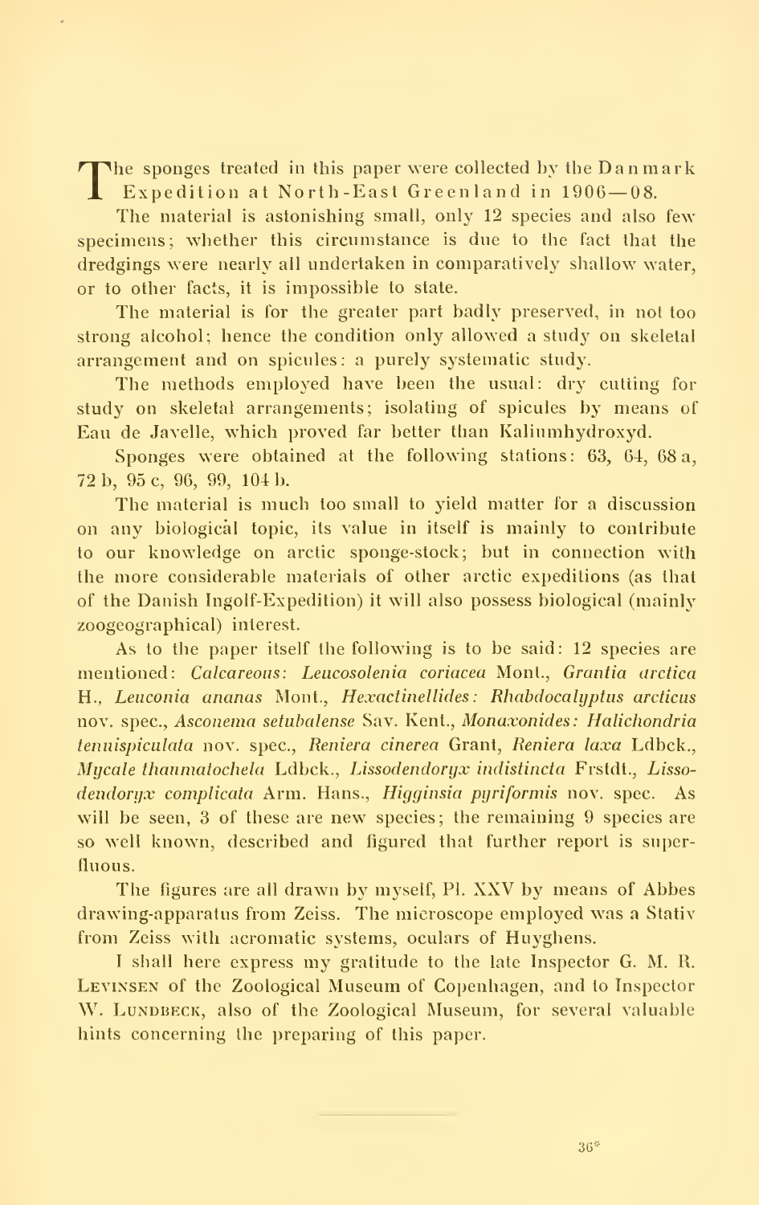The sponges treated in this paper were collected by the Danmark Expedition at North-East Greenland in 1906—08.

The material is astonishing small, only 12 species and also few specimens; whether this circumstance is due to the fact that the dredgings were nearly all undertaken in comparatively shallow water, or to other facts, it is impossible to state.

The material is for the greater part badly preserved, in not too strong alcohol; hence the condition only allowed a study on skeletal arrangement and on spicules: a purely systematic study.

The methods employed have been the usual: dry cutting for study on skeletal arrangements; isolating of spicules by means of Eau de Javelle, which proved far better than Kaliumhydroxyd.

Sponges were obtained at the following stations: 63, 64, 68 a, 72 b, 95 c, 96, 99, 104 b.

The material is much too small to yield matter for a discussion on any biological topic, its value in itself is mainly to contribute to our knowledge on arctic sponge-stock; but in connection with the more considerable materials of other arctic expeditions (as that of the Danish Ingolf-Expedition) it will also possess biological (mainly zoogeographical) interest.

As to the paper itself the following is to be said: 12 species are mentioned: *Calcareous: Leucosolenia coriacea* Mont., *Grantia arctica* H., *Leuconia ananas* Mont., *Hexactinellides: Rhabdocalyptus arcticus* nov. spec., *Asconema setubalense* Sav. Kent., *Monaxonides: Halichondria tenuispiculata* nov. spec., *Reniera cinerea* Grant, *Reniera laxa* Ldbck., *Mycale thaumatochela* Ldbck., *Lissodendoryx indistincta* Frstdt., *Lissodendoryx complicata* Arm. Hans., *Higginsia pyriformis* nov. spec. As will be seen, 3 of these are new species; the remaining 9 species are so well known, described and figured that further report is superfluous.

The figures are all drawn by myself, Pl. XXV by means of Abbes drawing-apparatus from Zeiss. The microscope employed was a Stativ from Zeiss with acromatic systems, oculars of Huyghens.

I shall here express my gratitude to the late Inspector G. M. R. Levinsen of the Zoological Museum of Copenhagen, and to Inspector W. Lundbeck, also of the Zoological Museum, for several valuable hints concerning the preparing of this paper.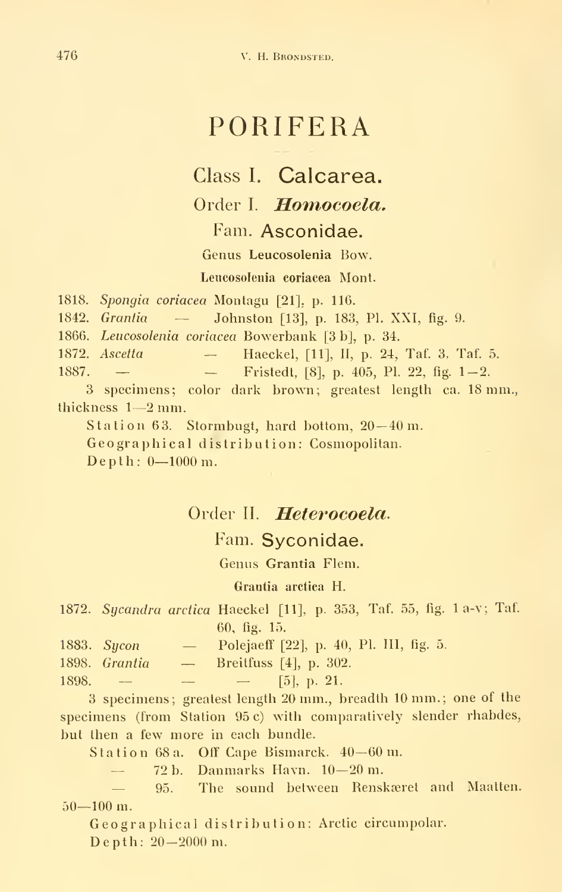# PORIFERA

## Class I. Calcarea.

### Order I. *Homocoela.*

#### Fam. Asconidae.

Genus **Leucosolenia** Bow.

**Leucosolenia coriacea** Mont.

1818. *Spongia coriacea* Montagu [21], p. 116.
1842. *Grantia* — Johnston [13], p. 183, Pl. XXI, fig. 9.
1866. *Leucosolenia coriacea* Bowerbank [3 b], p. 34.
1872. *Ascetta* — Haeckel, [11], II, p. 24, Taf. 3, Taf. 5.
1887. — — Fristedt, [8], p. 405, Pl. 22, fig. 1—2.

3 specimens; color dark brown; greatest length ca. 18 mm., thickness 1—2 mm.

Station 63. Stormbugt, hard bottom, 20—40 m.

Geographical distribution: Cosmopolitan.

Depth: 0—1000 m.

### Order II. *Heterocoela.*

#### Fam. Syconidae.

Genus **Grantia** Flem.

**Grantia arctica** H.

1872. *Sycandra arctica* Haeckel [11], p. 353, Taf. 55, fig. 1 a-v; Taf. 60, fig. 15.
1883. *Sycon* — Polejaeff [22], p. 40, Pl. III, fig. 5.
1898. *Grantia* — Breitfuss [4], p. 302.
1898. — — — [5], p. 21.

3 specimens; greatest length 20 mm., breadth 10 mm.; one of the specimens (from Station 95 c) with comparatively slender rhabdes, but then a few more in each bundle.

Station 68 a. Off Cape Bismarck. 40—60 m.

— 72 b. Danmarks Havn. 10—20 m.

— 95. The sound between Renskæret and Maatten. 50—100 m.

Geographical distribution: Arctic circumpolar.

Depth: 20—2000 m.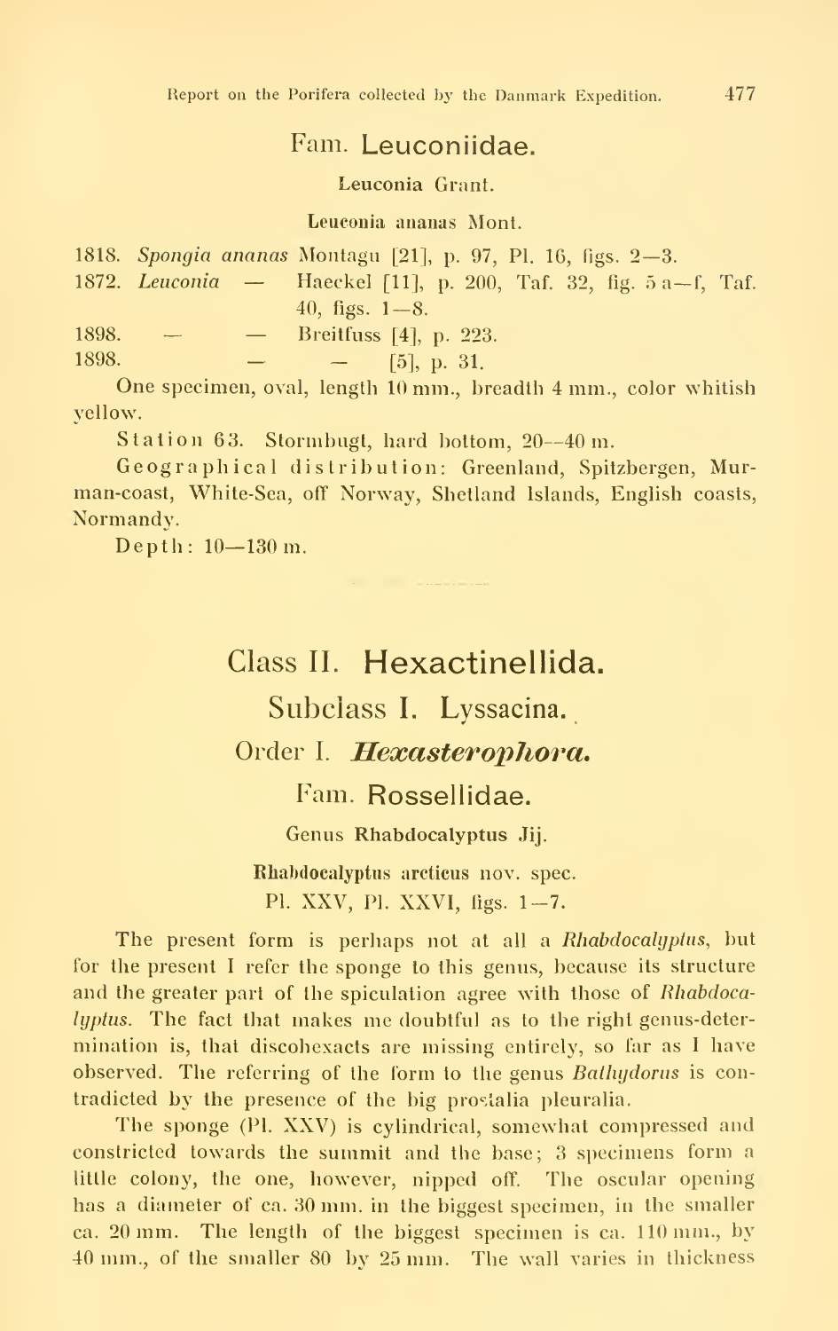## Fam. Leuconiidae.

### Leuconia Grant.

#### Leuconia ananas Mont.

1818. *Spongia ananas* Montagu [21], p. 97, Pl. 16, figs. 2—3.
1872. *Leuconia* — Haeckel [11], p. 200, Taf. 32, fig. 5 a—f, Taf. 40, figs. 1—8.
1898. — — Breitfuss [4], p. 223.
1898. — — [5], p. 31.

One specimen, oval, length 10 mm., breadth 4 mm., color whitish yellow.

Station 63. Stormbugt, hard bottom, 20—40 m.

Geographical distribution: Greenland, Spitzbergen, Murman-coast, White-Sea, off Norway, Shetland Islands, English coasts, Normandy.

Depth: 10—130 m.

# Class II. Hexactinellida.

## Subclass I. Lyssacina.

## Order I. *Hexasterophora.*

## Fam. Rossellidae.

### Genus Rhabdocalyptus Jij.

#### Rhabdocalyptus arcticus nov. spec.

Pl. XXV, Pl. XXVI, figs. 1—7.

The present form is perhaps not at all a *Rhabdocalyptus*, but for the present I refer the sponge to this genus, because its structure and the greater part of the spiculation agree with those of *Rhabdocalyptus*. The fact that makes me doubtful as to the right genus-determination is, that discohexacts are missing entirely, so far as I have observed. The referring of the form to the genus *Bathydorus* is contradicted by the presence of the big prostalia pleuralia.

The sponge (Pl. XXV) is cylindrical, somewhat compressed and constricted towards the summit and the base; 3 specimens form a little colony, the one, however, nipped off. The oscular opening has a diameter of ca. 30 mm. in the biggest specimen, in the smaller ca. 20 mm. The length of the biggest specimen is ca. 110 mm., by 40 mm., of the smaller 80 by 25 mm. The wall varies in thickness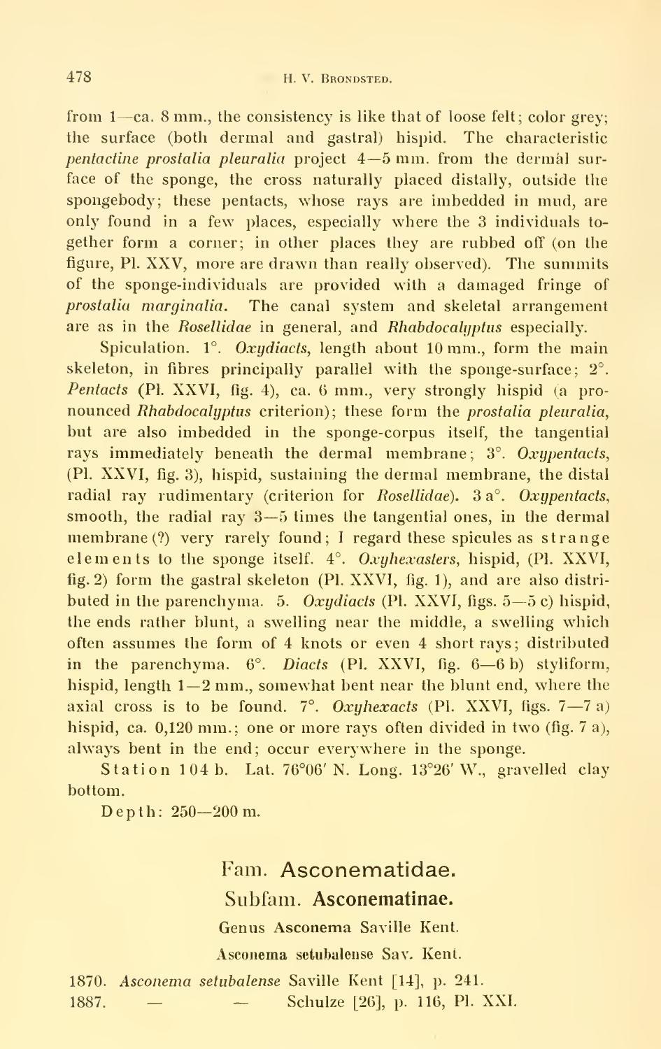from 1—ca. 8 mm., the consistency is like that of loose felt; color grey; the surface (both dermal and gastral) hispid. The characteristic *pentactine prostalia pleuralia* project 4—5 mm. from the dermal surface of the sponge, the cross naturally placed distally, outside the spongebody; these pentacts, whose rays are imbedded in mud, are only found in a few places, especially where the 3 individuals together form a corner; in other places they are rubbed off (on the figure, Pl. XXV, more are drawn than really observed). The summits of the sponge-individuals are provided with a damaged fringe of *prostalia marginalia*. The canal system and skeletal arrangement are as in the *Rosellidae* in general, and *Rhabdocalyptus* especially.

Spiculation. 1°. *Oxydiacts*, length about 10 mm., form the main skeleton, in fibres principally parallel with the sponge-surface; 2°. *Pentacts* (Pl. XXVI, fig. 4), ca. 6 mm., very strongly hispid (a pronounced *Rhabdocalyptus* criterion); these form the *prostalia pleuralia*, but are also imbedded in the sponge-corpus itself, the tangential rays immediately beneath the dermal membrane; 3°. *Oxypentacts*, (Pl. XXVI, fig. 3), hispid, sustaining the dermal membrane, the distal radial ray rudimentary (criterion for *Rosellidae*). 3 a°. *Oxypentacts*, smooth, the radial ray 3—5 times the tangential ones, in the dermal membrane (?) very rarely found; I regard these spicules as s t r a n g e e l e m e n t s to the sponge itself. 4°. *Oxyhexasters*, hispid, (Pl. XXVI, fig. 2) form the gastral skeleton (Pl. XXVI, fig. 1), and are also distributed in the parenchyma. 5. *Oxydiacts* (Pl. XXVI, figs. 5—5 c) hispid, the ends rather blunt, a swelling near the middle, a swelling which often assumes the form of 4 knots or even 4 short rays; distributed in the parenchyma. 6°. *Diacts* (Pl. XXVI, fig. 6—6 b) styliform, hispid, length 1—2 mm., somewhat bent near the blunt end, where the axial cross is to be found. 7°. *Oxyhexacts* (Pl. XXVI, figs. 7—7 a) hispid, ca. 0,120 mm.; one or more rays often divided in two (fig. 7 a), always bent in the end; occur everywhere in the sponge.

S t a t i o n 104 b. Lat. 76°06′ N. Long. 13°26′ W., gravelled clay bottom.

D e p t h: 250—200 m.

## Fam. Asconematidae.

### Subfam. Asconematinae.

#### Genus Asconema Saville Kent.

#### Asconema setubalense Sav. Kent.

1870. *Asconema setubalense* Saville Kent [14], p. 241.
1887. — — Schulze [26], p. 116, Pl. XXI.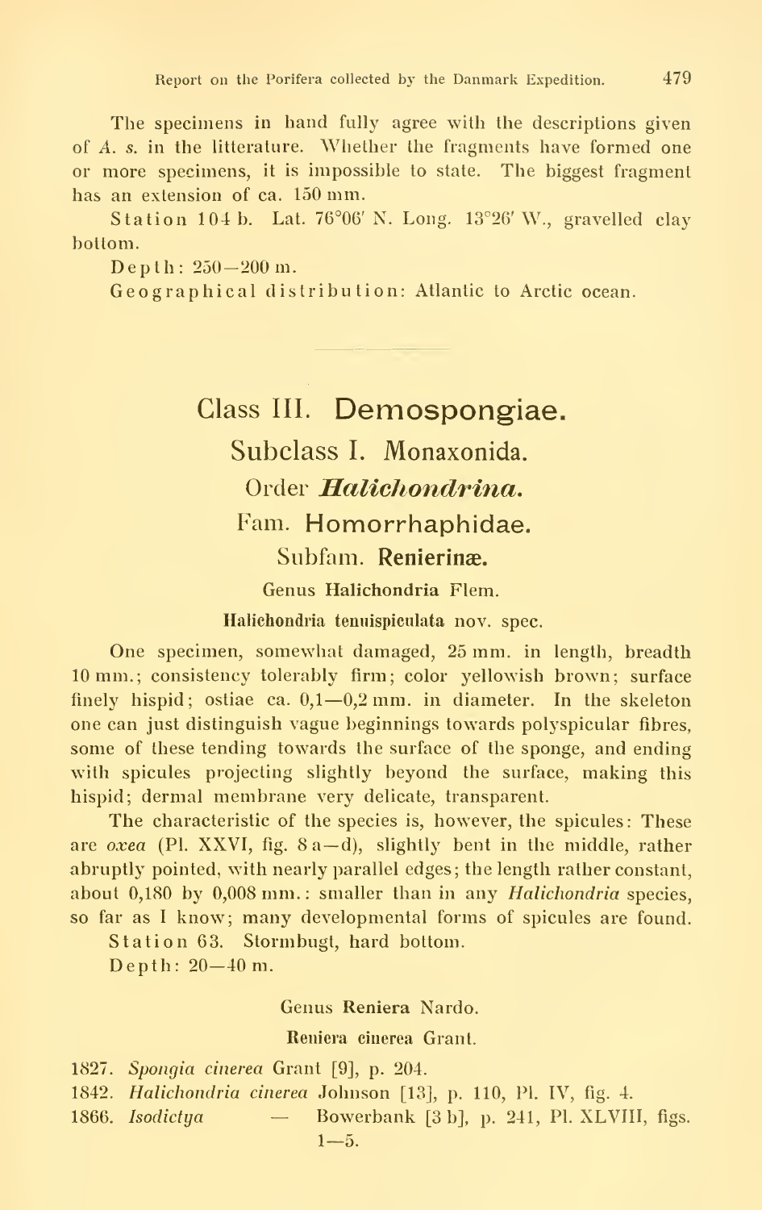The specimens in hand fully agree with the descriptions given of *A. s.* in the litterature. Whether the fragments have formed one or more specimens, it is impossible to state. The biggest fragment has an extension of ca. 150 mm.

Station 104 b. Lat. 76°06′ N. Long. 13°26′ W., gravelled clay bottom.

Depth: 250—200 m.

Geographical distribution: Atlantic to Arctic ocean.

---

# Class III. Demospongiae.

## Subclass I. Monaxonida.

### Order *Halichondrina.*

### Fam. Homorrhaphidae.

#### Subfam. **Renierinæ.**

#### Genus **Halichondria** Flem.

**Halichondria tenuispiculata** nov. spec.

One specimen, somewhat damaged, 25 mm. in length, breadth 10 mm.; consistency tolerably firm; color yellowish brown; surface finely hispid; ostiae ca. 0,1—0,2 mm. in diameter. In the skeleton one can just distinguish vague beginnings towards polyspicular fibres, some of these tending towards the surface of the sponge, and ending with spicules projecting slightly beyond the surface, making this hispid; dermal membrane very delicate, transparent.

The characteristic of the species is, however, the spicules: These are *oxea* (Pl. XXVI, fig. 8 a—d), slightly bent in the middle, rather abruptly pointed, with nearly parallel edges; the length rather constant, about 0,180 by 0,008 mm.: smaller than in any *Halichondria* species, so far as I know; many developmental forms of spicules are found.

Station 63. Stormbugt, hard bottom.

Depth: 20—40 m.

#### Genus **Reniera** Nardo.

**Reniera cinerea** Grant.

1827. *Spongia cinerea* Grant [9], p. 204.
1842. *Halichondria cinerea* Johnson [13], p. 110, Pl. IV, fig. 4.
1866. *Isodictya* — Bowerbank [3 b], p. 241, Pl. XLVIII, figs. 1—5.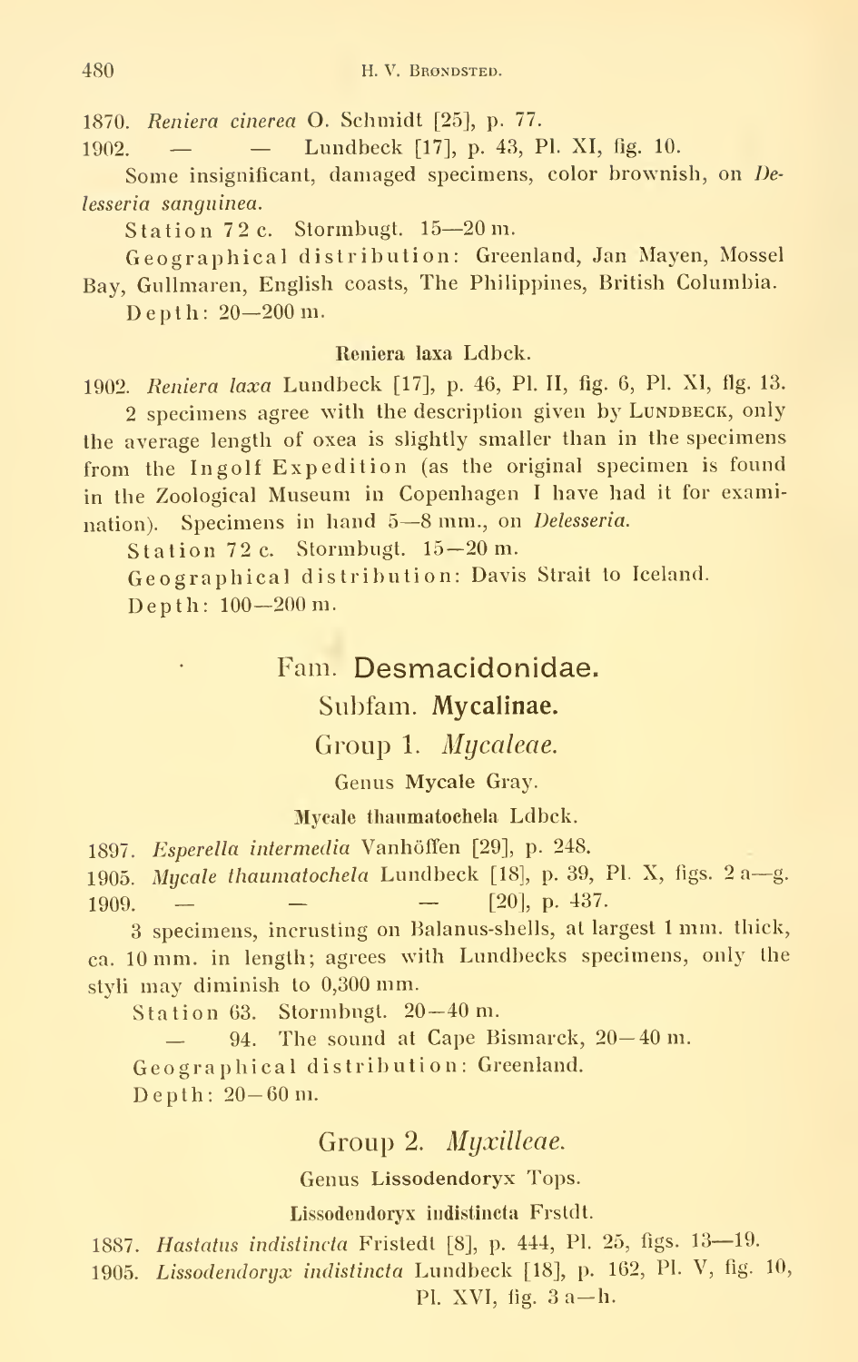1870. *Reniera cinerea* O. Schmidt [25], p. 77.
1902. — — Lundbeck [17], p. 43, Pl. XI, fig. 10.

Some insignificant, damaged specimens, color brownish, on *Delesseria sanguinea*.

Station 72 c. Stormbugt. 15—20 m.

Geographical distribution: Greenland, Jan Mayen, Mossel Bay, Gullmaren, English coasts, The Philippines, British Columbia.

Depth: 20—200 m.

#### Reniera laxa Ldbck.

1902. *Reniera laxa* Lundbeck [17], p. 46, Pl. II, fig. 6, Pl. XI, fig. 13.

2 specimens agree with the description given by Lundbeck, only the average length of oxea is slightly smaller than in the specimens from the Ingolf Expedition (as the original specimen is found in the Zoological Museum in Copenhagen I have had it for examination). Specimens in hand 5—8 mm., on *Delesseria*.

Station 72 c. Stormbugt. 15—20 m.

Geographical distribution: Davis Strait to Iceland.

Depth: 100—200 m.

## Fam. Desmacidonidae.

### Subfam. Mycalinae.

### Group 1. *Mycaleae*.

#### Genus Mycale Gray.

#### Mycale thaumatochela Ldbck.

1897. *Esperella intermedia* Vanhöffen [29], p. 248.
1905. *Mycale thaumatochela* Lundbeck [18], p. 39, Pl. X, figs. 2 a—g.
1909. — — — [20], p. 437.

3 specimens, incrusting on Balanus-shells, at largest 1 mm. thick, ca. 10 mm. in length; agrees with Lundbecks specimens, only the styli may diminish to 0,300 mm.

Station 63. Stormbugt. 20—40 m.

— 94. The sound at Cape Bismarck, 20—40 m.

Geographical distribution: Greenland.

Depth: 20—60 m.

### Group 2. *Myxilleae*.

#### Genus Lissodendoryx Tops.

#### Lissodendoryx indistincta Frstdt.

1887. *Hastatus indistincta* Fristedt [8], p. 444, Pl. 25, figs. 13—19.
1905. *Lissodendoryx indistincta* Lundbeck [18], p. 162, Pl. V, fig. 10, Pl. XVI, fig. 3 a—h.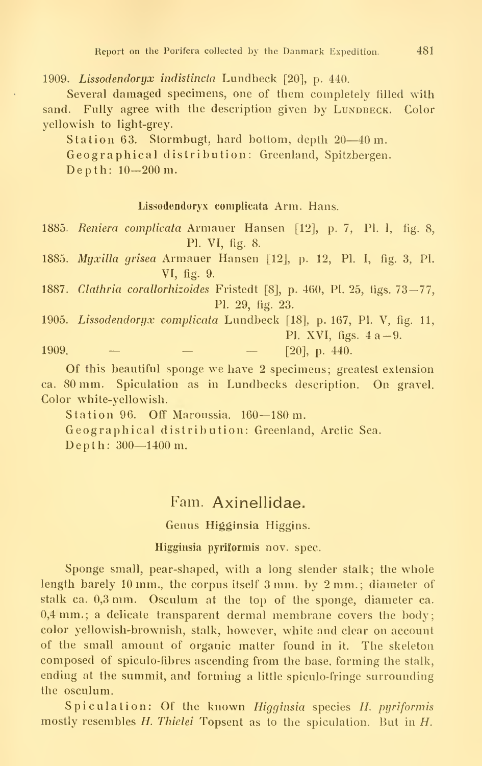1909. *Lissodendoryx indistincta* Lundbeck [20], p. 440.

Several damaged specimens, one of them completely filled with sand. Fully agree with the description given by LUNDBECK. Color yellowish to light-grey.

Station 63. Stormbugt, hard bottom, depth 20—40 m.

Geographical distribution: Greenland, Spitzbergen.

Depth: 10—200 m.

### Lissodendoryx complicata Arm. Hans.

1885. *Reniera complicata* Armauer Hansen [12], p. 7, Pl. I, fig. 8, Pl. VI, fig. 8.

1885. *Myxilla grisea* Armauer Hansen [12], p. 12, Pl. I, fig. 3, Pl. VI, fig. 9.

1887. *Clathria corallorhizoides* Fristedt [8], p. 460, Pl. 25, figs. 73—77, Pl. 29, fig. 23.

1905. *Lissodendoryx complicata* Lundbeck [18], p. 167, Pl. V, fig. 11, Pl. XVI, figs. 4 a—9.

1909. — — — [20], p. 440.

Of this beautiful sponge we have 2 specimens; greatest extension ca. 80 mm. Spiculation as in Lundbecks description. On gravel. Color white-yellowish.

Station 96. Off Maroussia. 160—180 m.

Geographical distribution: Greenland, Arctic Sea.

Depth: 300—1400 m.

## Fam. Axinellidae.

### Genus Higginsia Higgins.

### Higginsia pyriformis nov. spec.

Sponge small, pear-shaped, with a long slender stalk; the whole length barely 10 mm., the corpus itself 3 mm. by 2 mm.; diameter of stalk ca. 0,3 mm. Osculum at the top of the sponge, diameter ca. 0,4 mm.; a delicate transparent dermal membrane covers the body; color yellowish-brownish, stalk, however, white and clear on account of the small amount of organic matter found in it. The skeleton composed of spiculo-fibres ascending from the base, forming the stalk, ending at the summit, and forming a little spiculo-fringe surrounding the osculum.

Spiculation: Of the known *Higginsia* species *H. pyriformis* mostly resembles *H. Thielei* Topsent as to the spiculation. But in *H.*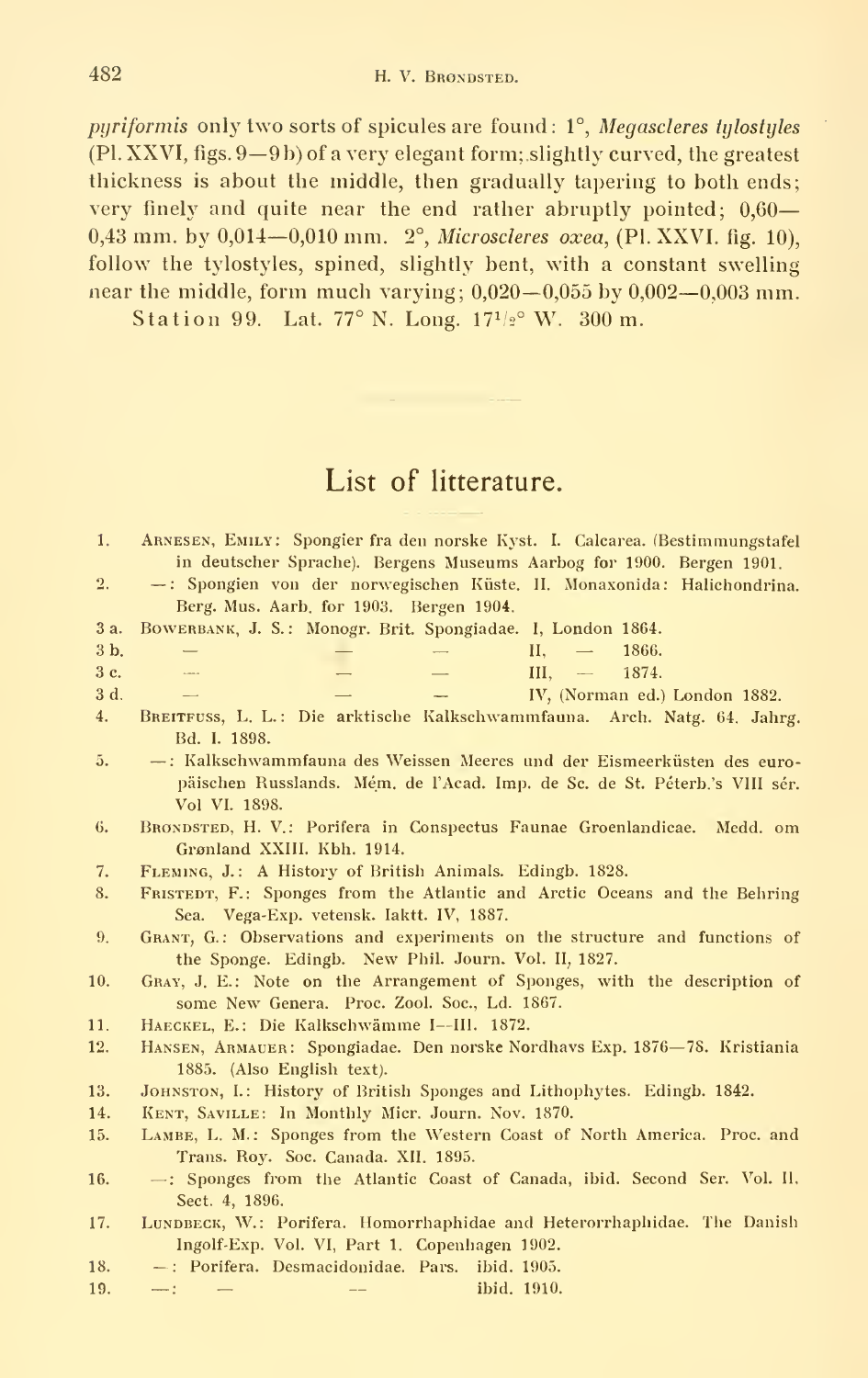*pyriformis* only two sorts of spicules are found: 1°, *Megascleres tylostyles* (Pl. XXVI, figs. 9—9 b) of a very elegant form; slightly curved, the greatest thickness is about the middle, then gradually tapering to both ends; very finely and quite near the end rather abruptly pointed; 0,60—0,43 mm. by 0,014—0,010 mm. 2°, *Microscleres oxea*, (Pl. XXVI. fig. 10), follow the tylostyles, spined, slightly bent, with a constant swelling near the middle, form much varying; 0,020—0,055 by 0,002—0,003 mm.

Station 99. Lat. 77° N. Long. 17½° W. 300 m.

## List of litterature.

1. Arnesen, Emily: Spongier fra den norske Kyst. I. Calcarea. (Bestimmungstafel in deutscher Sprache). Bergens Museums Aarbog for 1900. Bergen 1901.
2. —: Spongien von der norwegischen Küste. II. Monaxonida: Halichondrina. Berg. Mus. Aarb. for 1903. Bergen 1904.

3 a. Bowerbank, J. S.: Monogr. Brit. Spongiadae. I, London 1864.
3 b. — — — II, — 1866.
3 c. — — — III, — 1874.
3 d. — — — IV, (Norman ed.) London 1882.

4. Breitfuss, L. L.: Die arktische Kalkschwammfauna. Arch. Natg. 64. Jahrg. Bd. I. 1898.
5. —: Kalkschwammfauna des Weissen Meeres und der Eismeerküsten des europäischen Russlands. Mém. de l'Acad. Imp. de Sc. de St. Péterb.'s VIII sér. Vol VI. 1898.
6. Brondsted, H. V.: Porifera in Conspectus Faunae Groenlandicae. Medd. om Grønland XXIII. Kbh. 1914.
7. Fleming, J.: A History of British Animals. Edingb. 1828.
8. Fristedt, F.: Sponges from the Atlantic and Arctic Oceans and the Behring Sea. Vega-Exp. vetensk. Iaktt. IV, 1887.
9. Grant, G.: Observations and experiments on the structure and functions of the Sponge. Edingb. New Phil. Journ. Vol. II, 1827.
10. Gray, J. E.: Note on the Arrangement of Sponges, with the description of some New Genera. Proc. Zool. Soc., Ld. 1867.
11. Haeckel, E.: Die Kalkschwämme I—III. 1872.
12. Hansen, Armauer: Spongiadae. Den norske Nordhavs Exp. 1876—78. Kristiania 1885. (Also English text).
13. Johnston, I.: History of British Sponges and Lithophytes. Edingb. 1842.
14. Kent, Saville: In Monthly Micr. Journ. Nov. 1870.
15. Lambe, L. M.: Sponges from the Western Coast of North America. Proc. and Trans. Roy. Soc. Canada. XII. 1895.
16. —: Sponges from the Atlantic Coast of Canada, ibid. Second Ser. Vol. II. Sect. 4, 1896.
17. Lundbeck, W.: Porifera. Homorrhaphidae and Heterorrhaphidae. The Danish Ingolf-Exp. Vol. VI, Part 1. Copenhagen 1902.
18. —: Porifera. Desmacidonidae. Pars. ibid. 1905.
19. —: — — ibid. 1910.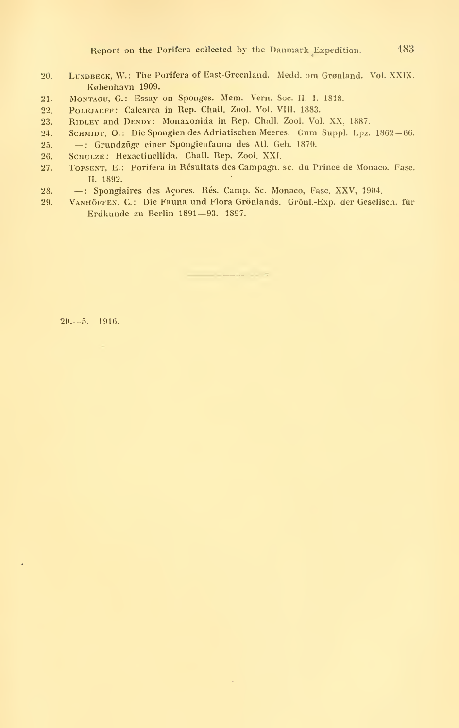20. Lundbeck, W.: The Porifera of East-Greenland. Medd. om Grønland. Vol. XXIX. København 1909.
21. Montagu, G.: Essay on Sponges. Mem. Vern. Soc. II, 1, 1818.
22. Polejaeff: Calcarea in Rep. Chall. Zool. Vol. VIII. 1883.
23. Ridley and Dendy: Monaxonida in Rep. Chall. Zool. Vol. XX, 1887.
24. Schmidt, O.: Die Spongien des Adriatischen Meeres. Cum Suppl. Lpz. 1862—66.
25. —: Grundzüge einer Spongienfauna des Atl. Geb. 1870.
26. Schulze: Hexactinellida. Chall. Rep. Zool. XXI.
27. Topsent, E.: Porifera in Résultats des Campagn. sc. du Prince de Monaco. Fasc. II, 1892.
28. —: Spongiaires des Açores. Rés. Camp. Sc. Monaco, Fasc. XXV, 1904.
29. Vanhöffen. C.: Die Fauna und Flora Grönlands. Grönl.-Exp. der Gesellsch. für Erdkunde zu Berlin 1891—93. 1897.

---

20.—5.—1916.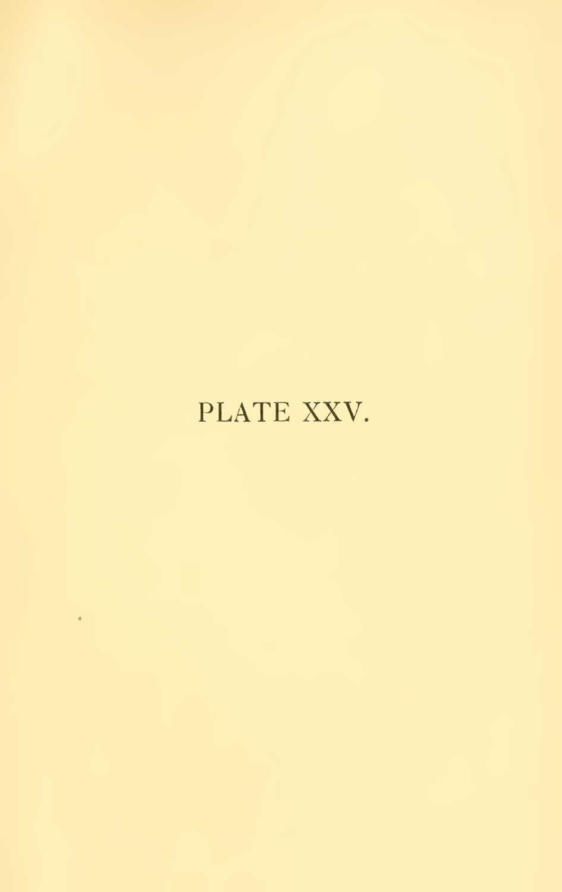PLATE XXV.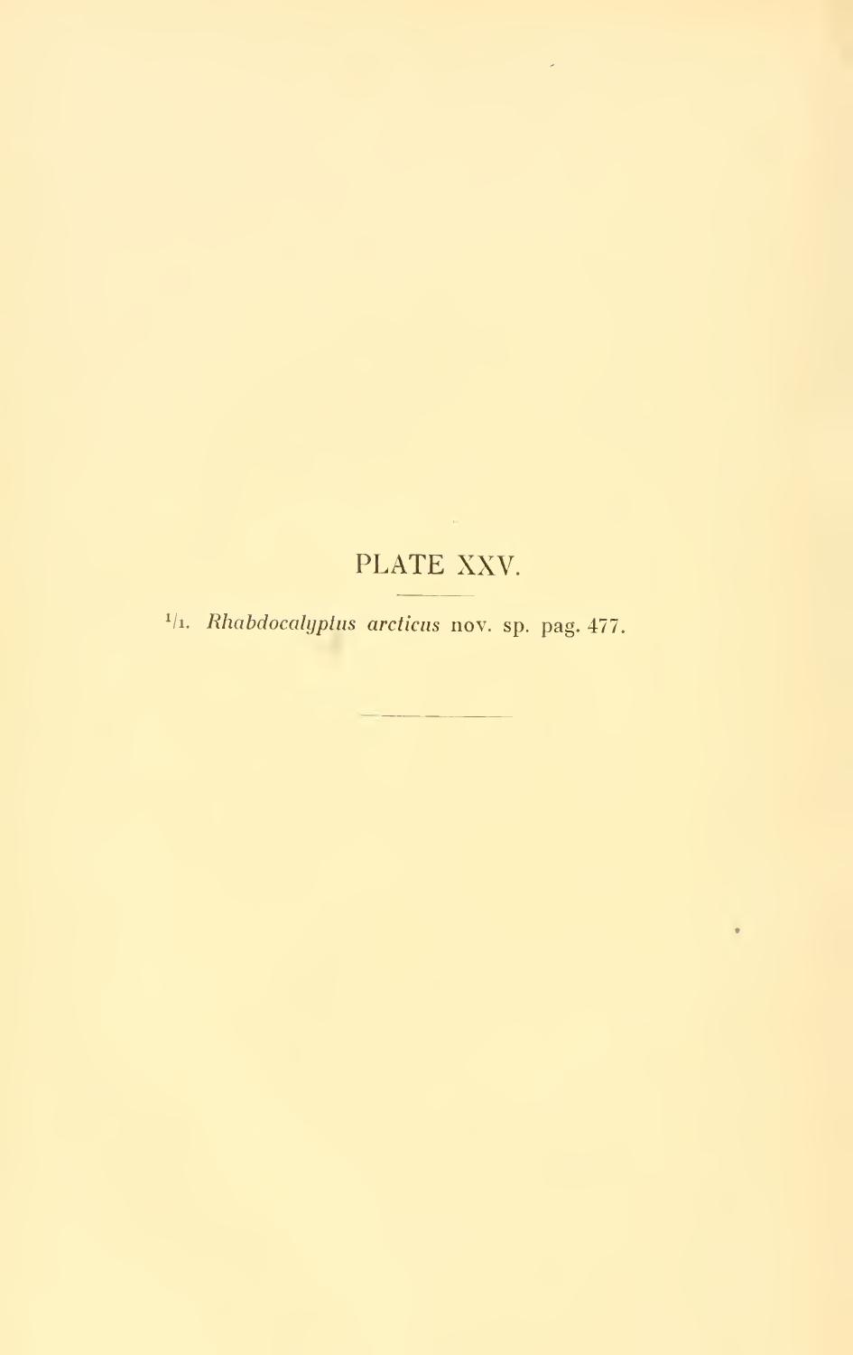# PLATE XXV.

1/1. *Rhabdocalyptus arcticus* nov. sp. pag. 477.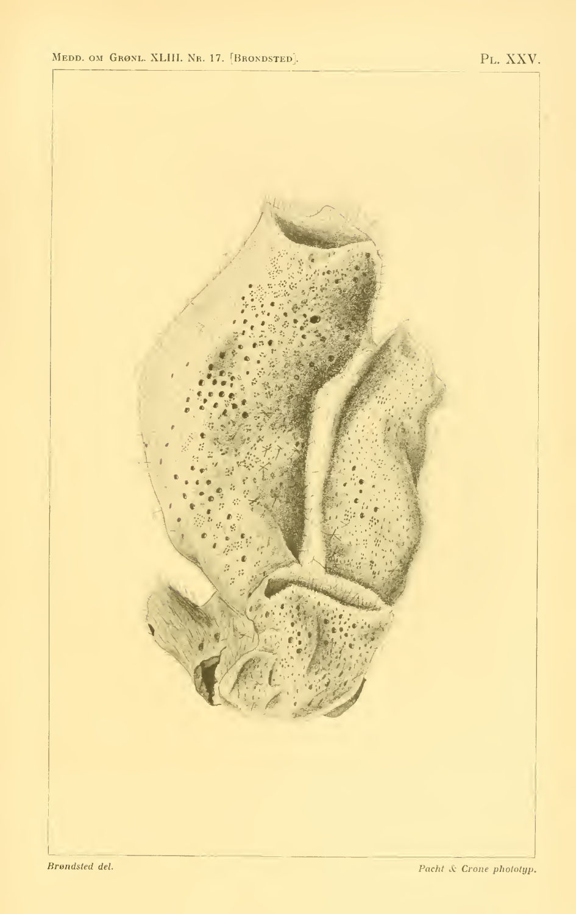Pl. XXV.

*Brøndsted del.*

*Pacht & Crone phototyp.*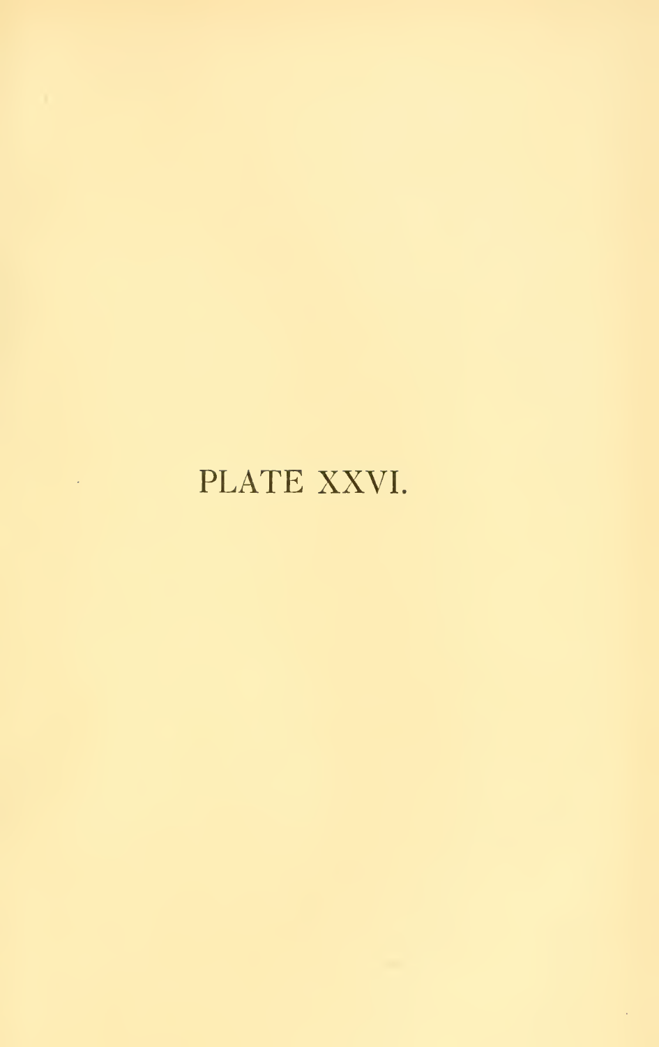PLATE XXVI.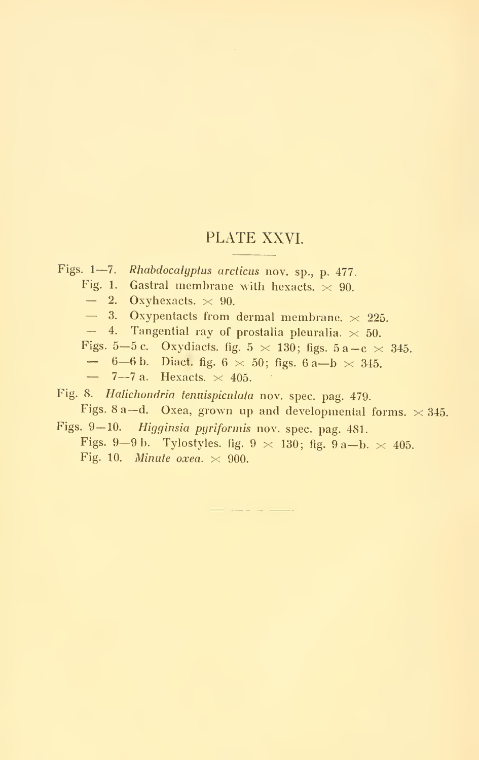# PLATE XXVI.

Figs. 1—7. *Rhabdocalyptus arcticus* nov. sp., p. 477.

Fig. 1. Gastral membrane with hexacts. × 90.

— 2. Oxyhexacts. × 90.

— 3. Oxypentacts from dermal membrane. × 225.

— 4. Tangential ray of prostalia pleuralia. × 50.

Figs. 5—5 c. Oxydiacts. fig. 5 × 130; figs. 5 a—c × 345.

— 6—6 b. Diact. fig. 6 × 50; figs. 6 a—b × 345.

— 7—7 a. Hexacts. × 405.

Fig. 8. *Halichondria tenuispiculata* nov. spec. pag. 479.

Figs. 8 a—d. Oxea, grown up and developmental forms. × 345.

Figs. 9—10. *Higginsia pyriformis* nov. spec. pag. 481.

Figs. 9—9 b. Tylostyles. fig. 9 × 130; fig. 9 a—b. × 405.

Fig. 10. *Minute oxea.* × 900.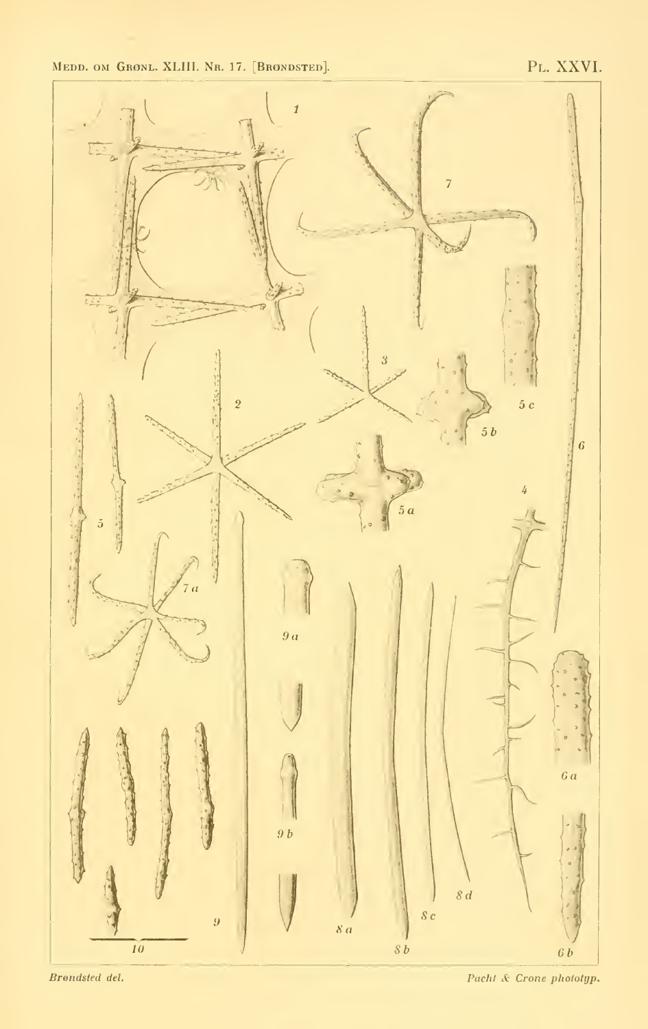Pl. XXVI.

*Brøndsted del.*

*Pacht & Crone phototyp.*